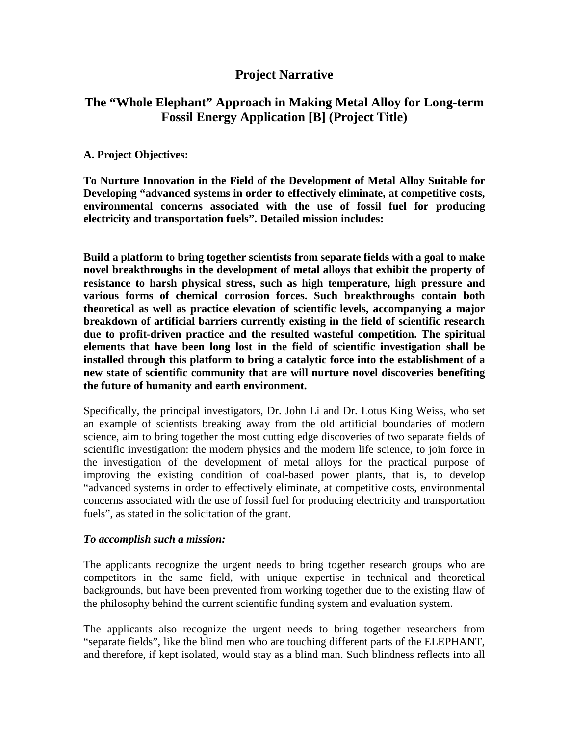# Project Narrative

## The "Whole Elephant" Approach in Making Metal Alloy for Long-term Fossil Energy Application [B] (Project Title)

**A. Project Objectives:**

**To Nurture Innovation in the Field of the Development of Metal Alloy Suitable for Developing "advanced systems in order to effectively eliminate, at competitive costs, environmental concerns associated with the use of fossil fuel for producing electricity and transportation fuels". Detailed mission includes:**

**Build a platform to bring together scientists from separate fields with a goal to make novel breakthroughs in the development of metal alloys that exhibit the property of resistance to harsh physical stress, such as high temperature, high pressure and various forms of chemical corrosion forces. Such breakthroughs contain both theoretical as well as practice elevation of scientific levels, accompanying a major breakdown of artificial barriers currently existing in the field of scientific research due to profit-driven practice and the resulted wasteful competition. The spiritual elements that have been long lost in the field of scientific investigation shall be installed through this platform to bring a catalytic force into the establishment of a new state of scientific community that are will nurture novel discoveries benefiting the future of humanity and earth environment.**

Specifically, the principal investigators, Dr. John Li and Dr. Lotus King Weiss, who set an example of scientists breaking away from the old artificial boundaries of modern science, aim to bring together the most cutting edge discoveries of two separate fields of scientific investigation: the modern physics and the modern life science, to join force in the investigation of the development of metal alloys for the practical purpose of improving the existing condition of coal-based power plants, that is, to develop "advanced systems in order to effectively eliminate, at competitive costs, environmental concerns associated with the use of fossil fuel for producing electricity and transportation fuels", as stated in the solicitation of the grant.

***To accomplish such a mission:***

The applicants recognize the urgent needs to bring together research groups who are competitors in the same field, with unique expertise in technical and theoretical backgrounds, but have been prevented from working together due to the existing flaw of the philosophy behind the current scientific funding system and evaluation system.

The applicants also recognize the urgent needs to bring together researchers from "separate fields", like the blind men who are touching different parts of the ELEPHANT, and therefore, if kept isolated, would stay as a blind man. Such blindness reflects into all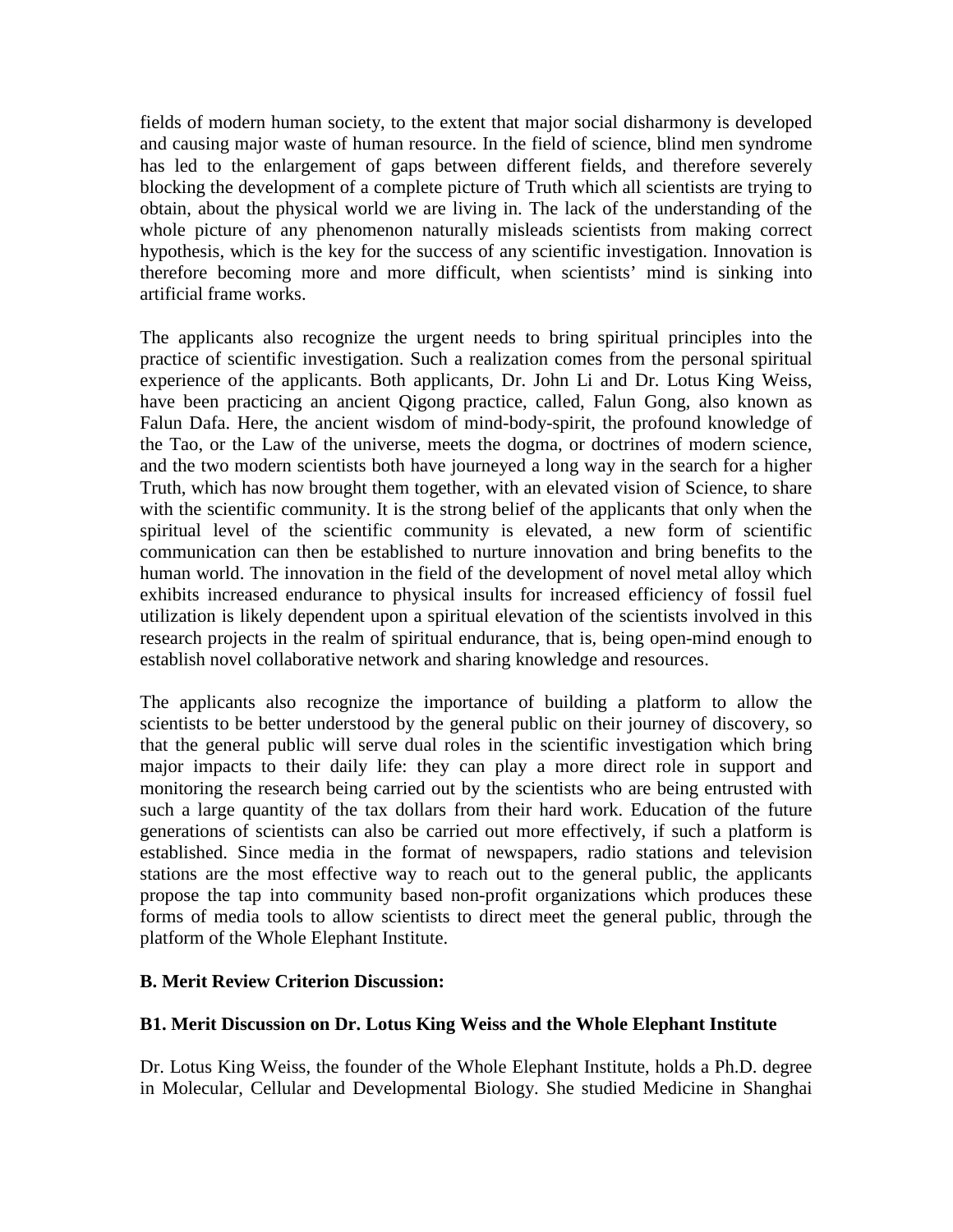fields of modern human society, to the extent that major social disharmony is developed and causing major waste of human resource. In the field of science, blind men syndrome has led to the enlargement of gaps between different fields, and therefore severely blocking the development of a complete picture of Truth which all scientists are trying to obtain, about the physical world we are living in. The lack of the understanding of the whole picture of any phenomenon naturally misleads scientists from making correct hypothesis, which is the key for the success of any scientific investigation. Innovation is therefore becoming more and more difficult, when scientists' mind is sinking into artificial frame works.

The applicants also recognize the urgent needs to bring spiritual principles into the practice of scientific investigation. Such a realization comes from the personal spiritual experience of the applicants. Both applicants, Dr. John Li and Dr. Lotus King Weiss, have been practicing an ancient Qigong practice, called, Falun Gong, also known as Falun Dafa. Here, the ancient wisdom of mind-body-spirit, the profound knowledge of the Tao, or the Law of the universe, meets the dogma, or doctrines of modern science, and the two modern scientists both have journeyed a long way in the search for a higher Truth, which has now brought them together, with an elevated vision of Science, to share with the scientific community. It is the strong belief of the applicants that only when the spiritual level of the scientific community is elevated, a new form of scientific communication can then be established to nurture innovation and bring benefits to the human world. The innovation in the field of the development of novel metal alloy which exhibits increased endurance to physical insults for increased efficiency of fossil fuel utilization is likely dependent upon a spiritual elevation of the scientists involved in this research projects in the realm of spiritual endurance, that is, being open-mind enough to establish novel collaborative network and sharing knowledge and resources.

The applicants also recognize the importance of building a platform to allow the scientists to be better understood by the general public on their journey of discovery, so that the general public will serve dual roles in the scientific investigation which bring major impacts to their daily life: they can play a more direct role in support and monitoring the research being carried out by the scientists who are being entrusted with such a large quantity of the tax dollars from their hard work. Education of the future generations of scientists can also be carried out more effectively, if such a platform is established. Since media in the format of newspapers, radio stations and television stations are the most effective way to reach out to the general public, the applicants propose the tap into community based non-profit organizations which produces these forms of media tools to allow scientists to direct meet the general public, through the platform of the Whole Elephant Institute.

**B. Merit Review Criterion Discussion:**

**B1. Merit Discussion on Dr. Lotus King Weiss and the Whole Elephant Institute**

Dr. Lotus King Weiss, the founder of the Whole Elephant Institute, holds a Ph.D. degree in Molecular, Cellular and Developmental Biology. She studied Medicine in Shanghai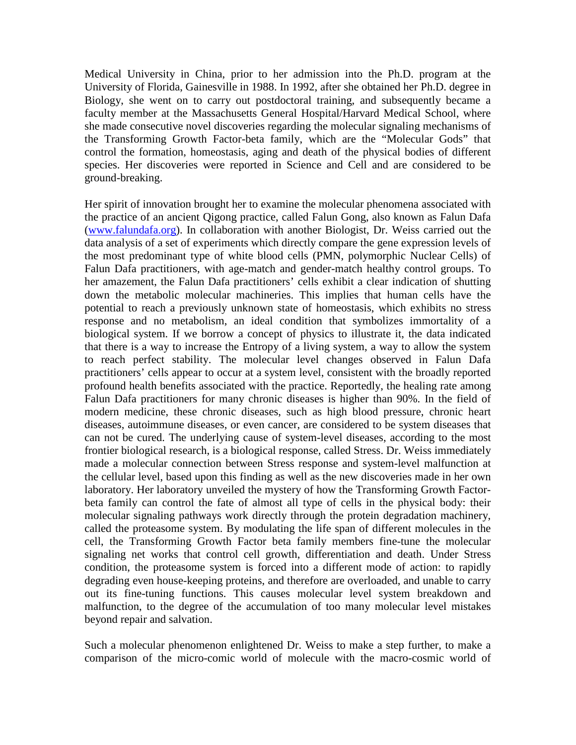Medical University in China, prior to her admission into the Ph.D. program at the University of Florida, Gainesville in 1988. In 1992, after she obtained her Ph.D. degree in Biology, she went on to carry out postdoctoral training, and subsequently became a faculty member at the Massachusetts General Hospital/Harvard Medical School, where she made consecutive novel discoveries regarding the molecular signaling mechanisms of the Transforming Growth Factor-beta family, which are the "Molecular Gods" that control the formation, homeostasis, aging and death of the physical bodies of different species. Her discoveries were reported in Science and Cell and are considered to be ground-breaking.

Her spirit of innovation brought her to examine the molecular phenomena associated with the practice of an ancient Qigong practice, called Falun Gong, also known as Falun Dafa ([www.falundafa.org](http://www.falundafa.org)). In collaboration with another Biologist, Dr. Weiss carried out the data analysis of a set of experiments which directly compare the gene expression levels of the most predominant type of white blood cells (PMN, polymorphic Nuclear Cells) of Falun Dafa practitioners, with age-match and gender-match healthy control groups. To her amazement, the Falun Dafa practitioners' cells exhibit a clear indication of shutting down the metabolic molecular machineries. This implies that human cells have the potential to reach a previously unknown state of homeostasis, which exhibits no stress response and no metabolism, an ideal condition that symbolizes immortality of a biological system. If we borrow a concept of physics to illustrate it, the data indicated that there is a way to increase the Entropy of a living system, a way to allow the system to reach perfect stability. The molecular level changes observed in Falun Dafa practitioners' cells appear to occur at a system level, consistent with the broadly reported profound health benefits associated with the practice. Reportedly, the healing rate among Falun Dafa practitioners for many chronic diseases is higher than 90%. In the field of modern medicine, these chronic diseases, such as high blood pressure, chronic heart diseases, autoimmune diseases, or even cancer, are considered to be system diseases that can not be cured. The underlying cause of system-level diseases, according to the most frontier biological research, is a biological response, called Stress. Dr. Weiss immediately made a molecular connection between Stress response and system-level malfunction at the cellular level, based upon this finding as well as the new discoveries made in her own laboratory. Her laboratory unveiled the mystery of how the Transforming Growth Factor-beta family can control the fate of almost all type of cells in the physical body: their molecular signaling pathways work directly through the protein degradation machinery, called the proteasome system. By modulating the life span of different molecules in the cell, the Transforming Growth Factor beta family members fine-tune the molecular signaling net works that control cell growth, differentiation and death. Under Stress condition, the proteasome system is forced into a different mode of action: to rapidly degrading even house-keeping proteins, and therefore are overloaded, and unable to carry out its fine-tuning functions. This causes molecular level system breakdown and malfunction, to the degree of the accumulation of too many molecular level mistakes beyond repair and salvation.

Such a molecular phenomenon enlightened Dr. Weiss to make a step further, to make a comparison of the micro-comic world of molecule with the macro-cosmic world of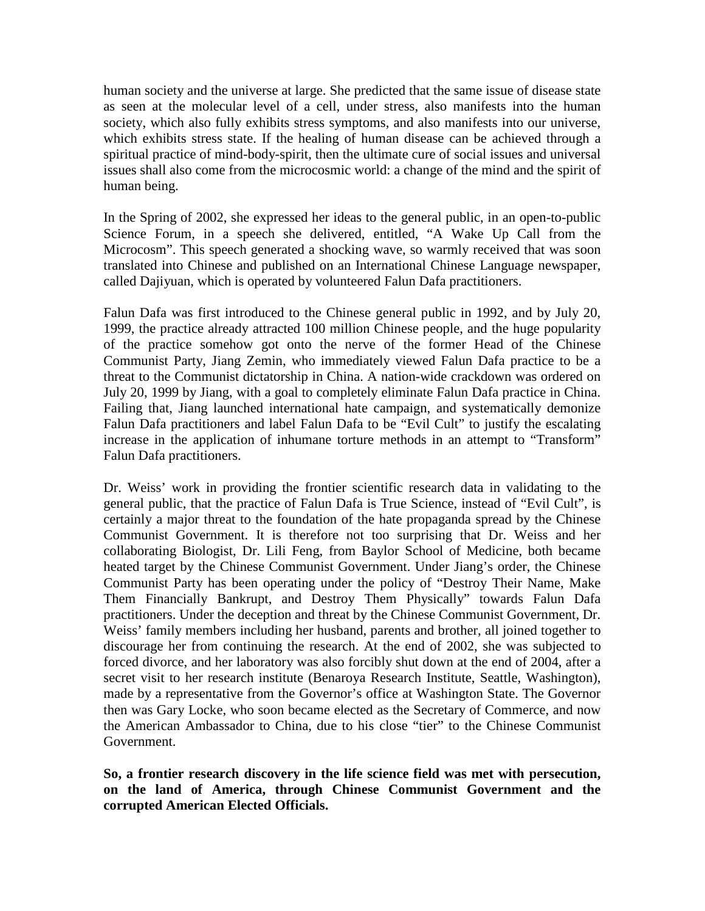human society and the universe at large. She predicted that the same issue of disease state as seen at the molecular level of a cell, under stress, also manifests into the human society, which also fully exhibits stress symptoms, and also manifests into our universe, which exhibits stress state. If the healing of human disease can be achieved through a spiritual practice of mind-body-spirit, then the ultimate cure of social issues and universal issues shall also come from the microcosmic world: a change of the mind and the spirit of human being.

In the Spring of 2002, she expressed her ideas to the general public, in an open-to-public Science Forum, in a speech she delivered, entitled, "A Wake Up Call from the Microcosm". This speech generated a shocking wave, so warmly received that was soon translated into Chinese and published on an International Chinese Language newspaper, called Dajiyuan, which is operated by volunteered Falun Dafa practitioners.

Falun Dafa was first introduced to the Chinese general public in 1992, and by July 20, 1999, the practice already attracted 100 million Chinese people, and the huge popularity of the practice somehow got onto the nerve of the former Head of the Chinese Communist Party, Jiang Zemin, who immediately viewed Falun Dafa practice to be a threat to the Communist dictatorship in China. A nation-wide crackdown was ordered on July 20, 1999 by Jiang, with a goal to completely eliminate Falun Dafa practice in China. Failing that, Jiang launched international hate campaign, and systematically demonize Falun Dafa practitioners and label Falun Dafa to be "Evil Cult" to justify the escalating increase in the application of inhumane torture methods in an attempt to "Transform" Falun Dafa practitioners.

Dr. Weiss' work in providing the frontier scientific research data in validating to the general public, that the practice of Falun Dafa is True Science, instead of "Evil Cult", is certainly a major threat to the foundation of the hate propaganda spread by the Chinese Communist Government. It is therefore not too surprising that Dr. Weiss and her collaborating Biologist, Dr. Lili Feng, from Baylor School of Medicine, both became heated target by the Chinese Communist Government. Under Jiang's order, the Chinese Communist Party has been operating under the policy of "Destroy Their Name, Make Them Financially Bankrupt, and Destroy Them Physically" towards Falun Dafa practitioners. Under the deception and threat by the Chinese Communist Government, Dr. Weiss' family members including her husband, parents and brother, all joined together to discourage her from continuing the research. At the end of 2002, she was subjected to forced divorce, and her laboratory was also forcibly shut down at the end of 2004, after a secret visit to her research institute (Benaroya Research Institute, Seattle, Washington), made by a representative from the Governor's office at Washington State. The Governor then was Gary Locke, who soon became elected as the Secretary of Commerce, and now the American Ambassador to China, due to his close "tier" to the Chinese Communist Government.

**So, a frontier research discovery in the life science field was met with persecution, on the land of America, through Chinese Communist Government and the corrupted American Elected Officials.**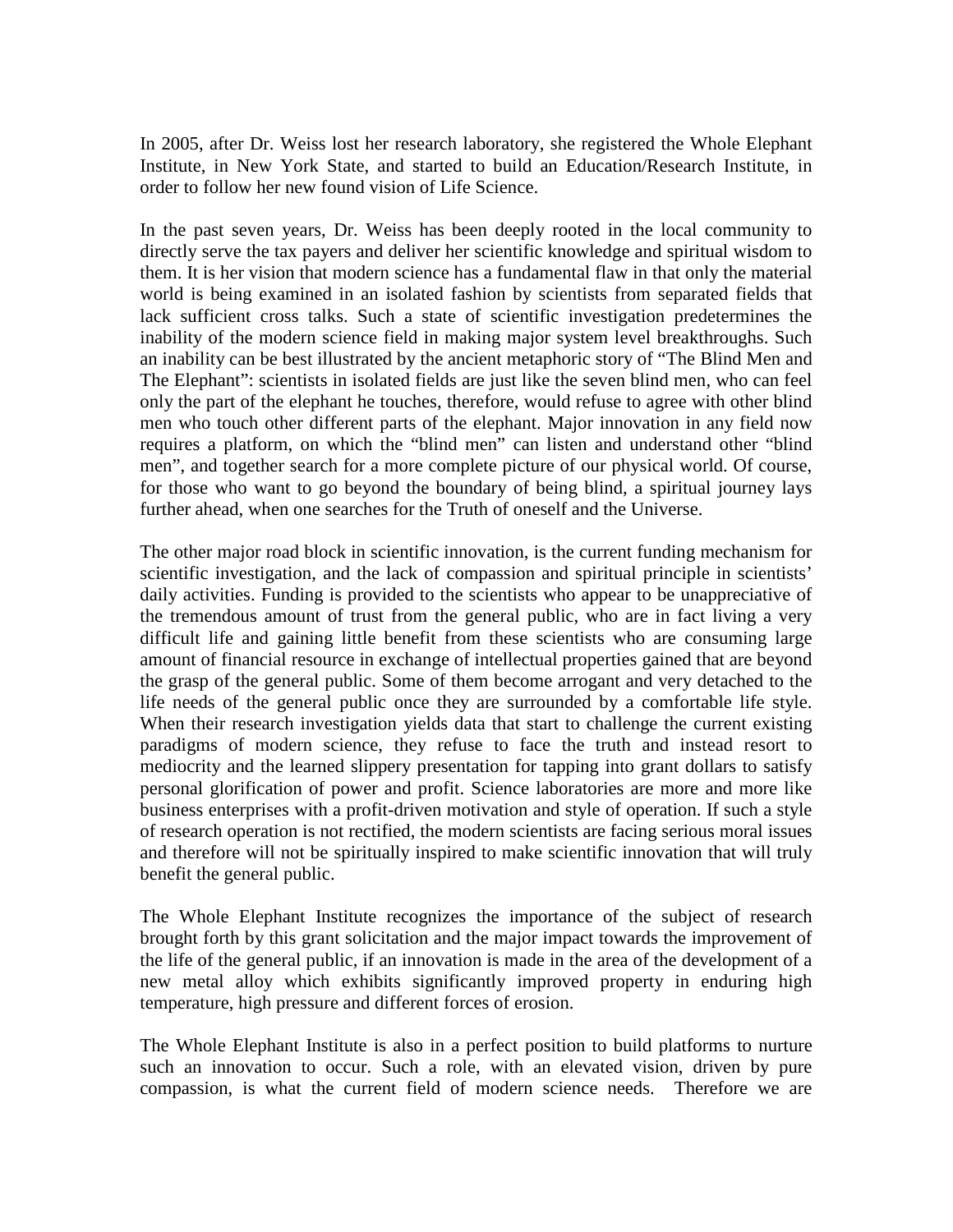In 2005, after Dr. Weiss lost her research laboratory, she registered the Whole Elephant Institute, in New York State, and started to build an Education/Research Institute, in order to follow her new found vision of Life Science.

In the past seven years, Dr. Weiss has been deeply rooted in the local community to directly serve the tax payers and deliver her scientific knowledge and spiritual wisdom to them. It is her vision that modern science has a fundamental flaw in that only the material world is being examined in an isolated fashion by scientists from separated fields that lack sufficient cross talks. Such a state of scientific investigation predetermines the inability of the modern science field in making major system level breakthroughs. Such an inability can be best illustrated by the ancient metaphoric story of "The Blind Men and The Elephant": scientists in isolated fields are just like the seven blind men, who can feel only the part of the elephant he touches, therefore, would refuse to agree with other blind men who touch other different parts of the elephant. Major innovation in any field now requires a platform, on which the "blind men" can listen and understand other "blind men", and together search for a more complete picture of our physical world. Of course, for those who want to go beyond the boundary of being blind, a spiritual journey lays further ahead, when one searches for the Truth of oneself and the Universe.

The other major road block in scientific innovation, is the current funding mechanism for scientific investigation, and the lack of compassion and spiritual principle in scientists' daily activities. Funding is provided to the scientists who appear to be unappreciative of the tremendous amount of trust from the general public, who are in fact living a very difficult life and gaining little benefit from these scientists who are consuming large amount of financial resource in exchange of intellectual properties gained that are beyond the grasp of the general public. Some of them become arrogant and very detached to the life needs of the general public once they are surrounded by a comfortable life style. When their research investigation yields data that start to challenge the current existing paradigms of modern science, they refuse to face the truth and instead resort to mediocrity and the learned slippery presentation for tapping into grant dollars to satisfy personal glorification of power and profit. Science laboratories are more and more like business enterprises with a profit-driven motivation and style of operation. If such a style of research operation is not rectified, the modern scientists are facing serious moral issues and therefore will not be spiritually inspired to make scientific innovation that will truly benefit the general public.

The Whole Elephant Institute recognizes the importance of the subject of research brought forth by this grant solicitation and the major impact towards the improvement of the life of the general public, if an innovation is made in the area of the development of a new metal alloy which exhibits significantly improved property in enduring high temperature, high pressure and different forces of erosion.

The Whole Elephant Institute is also in a perfect position to build platforms to nurture such an innovation to occur. Such a role, with an elevated vision, driven by pure compassion, is what the current field of modern science needs. Therefore we are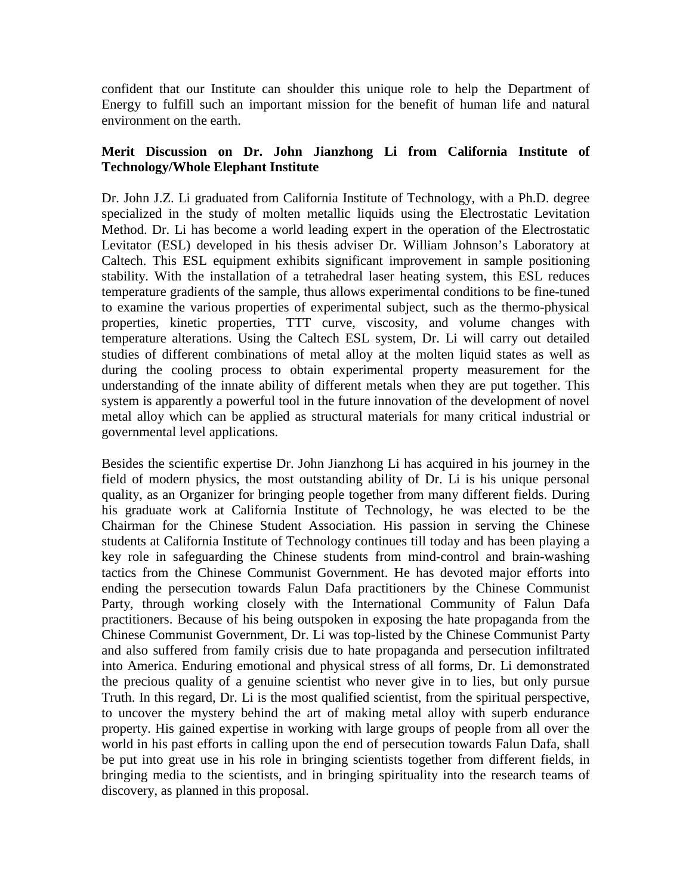confident that our Institute can shoulder this unique role to help the Department of Energy to fulfill such an important mission for the benefit of human life and natural environment on the earth.

**Merit Discussion on Dr. John Jianzhong Li from California Institute of Technology/Whole Elephant Institute**

Dr. John J.Z. Li graduated from California Institute of Technology, with a Ph.D. degree specialized in the study of molten metallic liquids using the Electrostatic Levitation Method. Dr. Li has become a world leading expert in the operation of the Electrostatic Levitator (ESL) developed in his thesis adviser Dr. William Johnson's Laboratory at Caltech. This ESL equipment exhibits significant improvement in sample positioning stability. With the installation of a tetrahedral laser heating system, this ESL reduces temperature gradients of the sample, thus allows experimental conditions to be fine-tuned to examine the various properties of experimental subject, such as the thermo-physical properties, kinetic properties, TTT curve, viscosity, and volume changes with temperature alterations. Using the Caltech ESL system, Dr. Li will carry out detailed studies of different combinations of metal alloy at the molten liquid states as well as during the cooling process to obtain experimental property measurement for the understanding of the innate ability of different metals when they are put together. This system is apparently a powerful tool in the future innovation of the development of novel metal alloy which can be applied as structural materials for many critical industrial or governmental level applications.

Besides the scientific expertise Dr. John Jianzhong Li has acquired in his journey in the field of modern physics, the most outstanding ability of Dr. Li is his unique personal quality, as an Organizer for bringing people together from many different fields. During his graduate work at California Institute of Technology, he was elected to be the Chairman for the Chinese Student Association. His passion in serving the Chinese students at California Institute of Technology continues till today and has been playing a key role in safeguarding the Chinese students from mind-control and brain-washing tactics from the Chinese Communist Government. He has devoted major efforts into ending the persecution towards Falun Dafa practitioners by the Chinese Communist Party, through working closely with the International Community of Falun Dafa practitioners. Because of his being outspoken in exposing the hate propaganda from the Chinese Communist Government, Dr. Li was top-listed by the Chinese Communist Party and also suffered from family crisis due to hate propaganda and persecution infiltrated into America. Enduring emotional and physical stress of all forms, Dr. Li demonstrated the precious quality of a genuine scientist who never give in to lies, but only pursue Truth. In this regard, Dr. Li is the most qualified scientist, from the spiritual perspective, to uncover the mystery behind the art of making metal alloy with superb endurance property. His gained expertise in working with large groups of people from all over the world in his past efforts in calling upon the end of persecution towards Falun Dafa, shall be put into great use in his role in bringing scientists together from different fields, in bringing media to the scientists, and in bringing spirituality into the research teams of discovery, as planned in this proposal.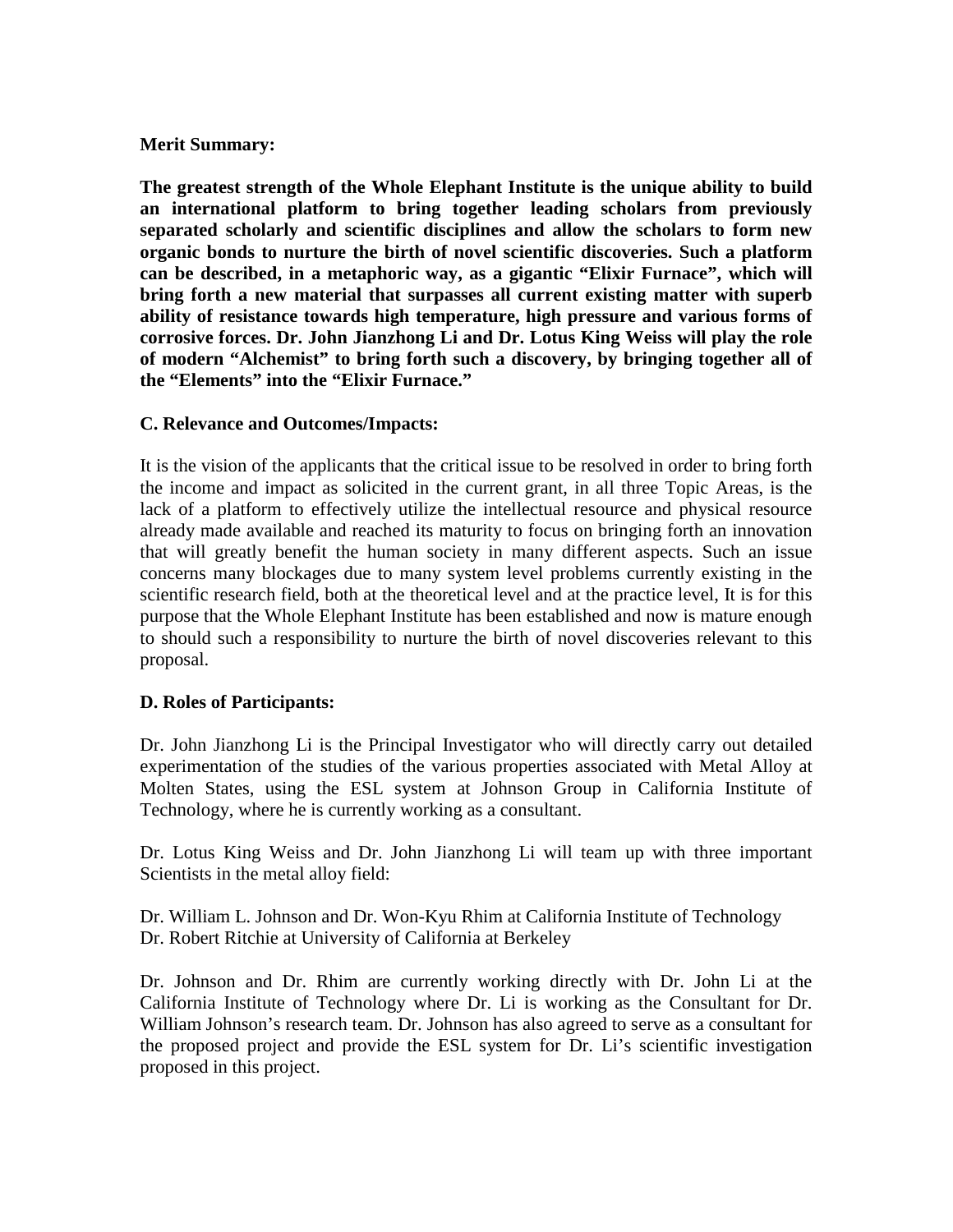**Merit Summary:**

**The greatest strength of the Whole Elephant Institute is the unique ability to build an international platform to bring together leading scholars from previously separated scholarly and scientific disciplines and allow the scholars to form new organic bonds to nurture the birth of novel scientific discoveries. Such a platform can be described, in a metaphoric way, as a gigantic "Elixir Furnace", which will bring forth a new material that surpasses all current existing matter with superb ability of resistance towards high temperature, high pressure and various forms of corrosive forces. Dr. John Jianzhong Li and Dr. Lotus King Weiss will play the role of modern "Alchemist" to bring forth such a discovery, by bringing together all of the "Elements" into the "Elixir Furnace."**

**C. Relevance and Outcomes/Impacts:**

It is the vision of the applicants that the critical issue to be resolved in order to bring forth the income and impact as solicited in the current grant, in all three Topic Areas, is the lack of a platform to effectively utilize the intellectual resource and physical resource already made available and reached its maturity to focus on bringing forth an innovation that will greatly benefit the human society in many different aspects. Such an issue concerns many blockages due to many system level problems currently existing in the scientific research field, both at the theoretical level and at the practice level, It is for this purpose that the Whole Elephant Institute has been established and now is mature enough to should such a responsibility to nurture the birth of novel discoveries relevant to this proposal.

**D. Roles of Participants:**

Dr. John Jianzhong Li is the Principal Investigator who will directly carry out detailed experimentation of the studies of the various properties associated with Metal Alloy at Molten States, using the ESL system at Johnson Group in California Institute of Technology, where he is currently working as a consultant.

Dr. Lotus King Weiss and Dr. John Jianzhong Li will team up with three important Scientists in the metal alloy field:

Dr. William L. Johnson and Dr. Won-Kyu Rhim at California Institute of Technology
Dr. Robert Ritchie at University of California at Berkeley

Dr. Johnson and Dr. Rhim are currently working directly with Dr. John Li at the California Institute of Technology where Dr. Li is working as the Consultant for Dr. William Johnson's research team. Dr. Johnson has also agreed to serve as a consultant for the proposed project and provide the ESL system for Dr. Li's scientific investigation proposed in this project.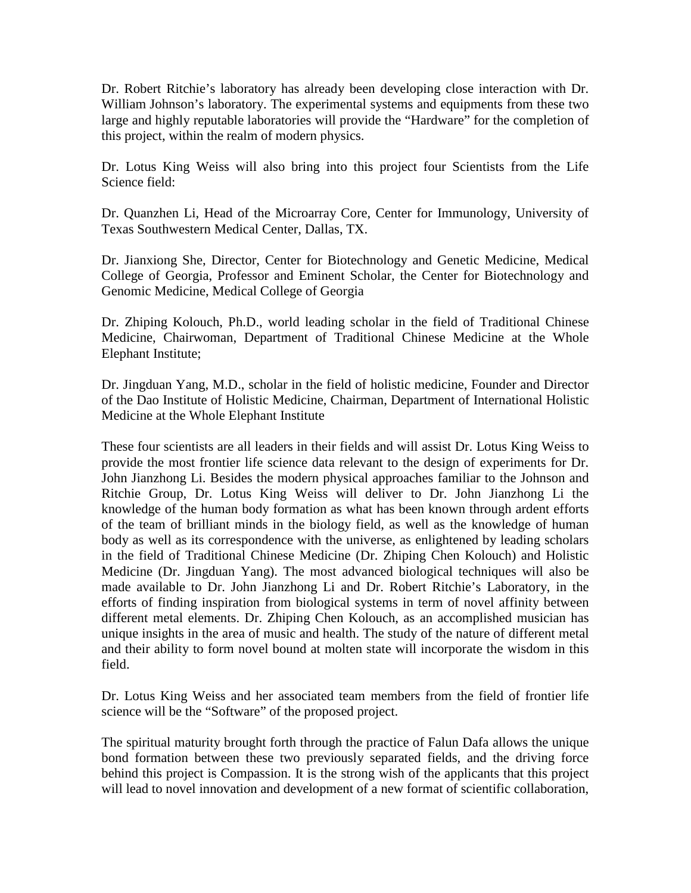Dr. Robert Ritchie's laboratory has already been developing close interaction with Dr. William Johnson's laboratory. The experimental systems and equipments from these two large and highly reputable laboratories will provide the "Hardware" for the completion of this project, within the realm of modern physics.

Dr. Lotus King Weiss will also bring into this project four Scientists from the Life Science field:

Dr. Quanzhen Li, Head of the Microarray Core, Center for Immunology, University of Texas Southwestern Medical Center, Dallas, TX.

Dr. Jianxiong She, Director, Center for Biotechnology and Genetic Medicine, Medical College of Georgia, Professor and Eminent Scholar, the Center for Biotechnology and Genomic Medicine, Medical College of Georgia

Dr. Zhiping Kolouch, Ph.D., world leading scholar in the field of Traditional Chinese Medicine, Chairwoman, Department of Traditional Chinese Medicine at the Whole Elephant Institute;

Dr. Jingduan Yang, M.D., scholar in the field of holistic medicine, Founder and Director of the Dao Institute of Holistic Medicine, Chairman, Department of International Holistic Medicine at the Whole Elephant Institute

These four scientists are all leaders in their fields and will assist Dr. Lotus King Weiss to provide the most frontier life science data relevant to the design of experiments for Dr. John Jianzhong Li. Besides the modern physical approaches familiar to the Johnson and Ritchie Group, Dr. Lotus King Weiss will deliver to Dr. John Jianzhong Li the knowledge of the human body formation as what has been known through ardent efforts of the team of brilliant minds in the biology field, as well as the knowledge of human body as well as its correspondence with the universe, as enlightened by leading scholars in the field of Traditional Chinese Medicine (Dr. Zhiping Chen Kolouch) and Holistic Medicine (Dr. Jingduan Yang). The most advanced biological techniques will also be made available to Dr. John Jianzhong Li and Dr. Robert Ritchie's Laboratory, in the efforts of finding inspiration from biological systems in term of novel affinity between different metal elements. Dr. Zhiping Chen Kolouch, as an accomplished musician has unique insights in the area of music and health. The study of the nature of different metal and their ability to form novel bound at molten state will incorporate the wisdom in this field.

Dr. Lotus King Weiss and her associated team members from the field of frontier life science will be the "Software" of the proposed project.

The spiritual maturity brought forth through the practice of Falun Dafa allows the unique bond formation between these two previously separated fields, and the driving force behind this project is Compassion. It is the strong wish of the applicants that this project will lead to novel innovation and development of a new format of scientific collaboration,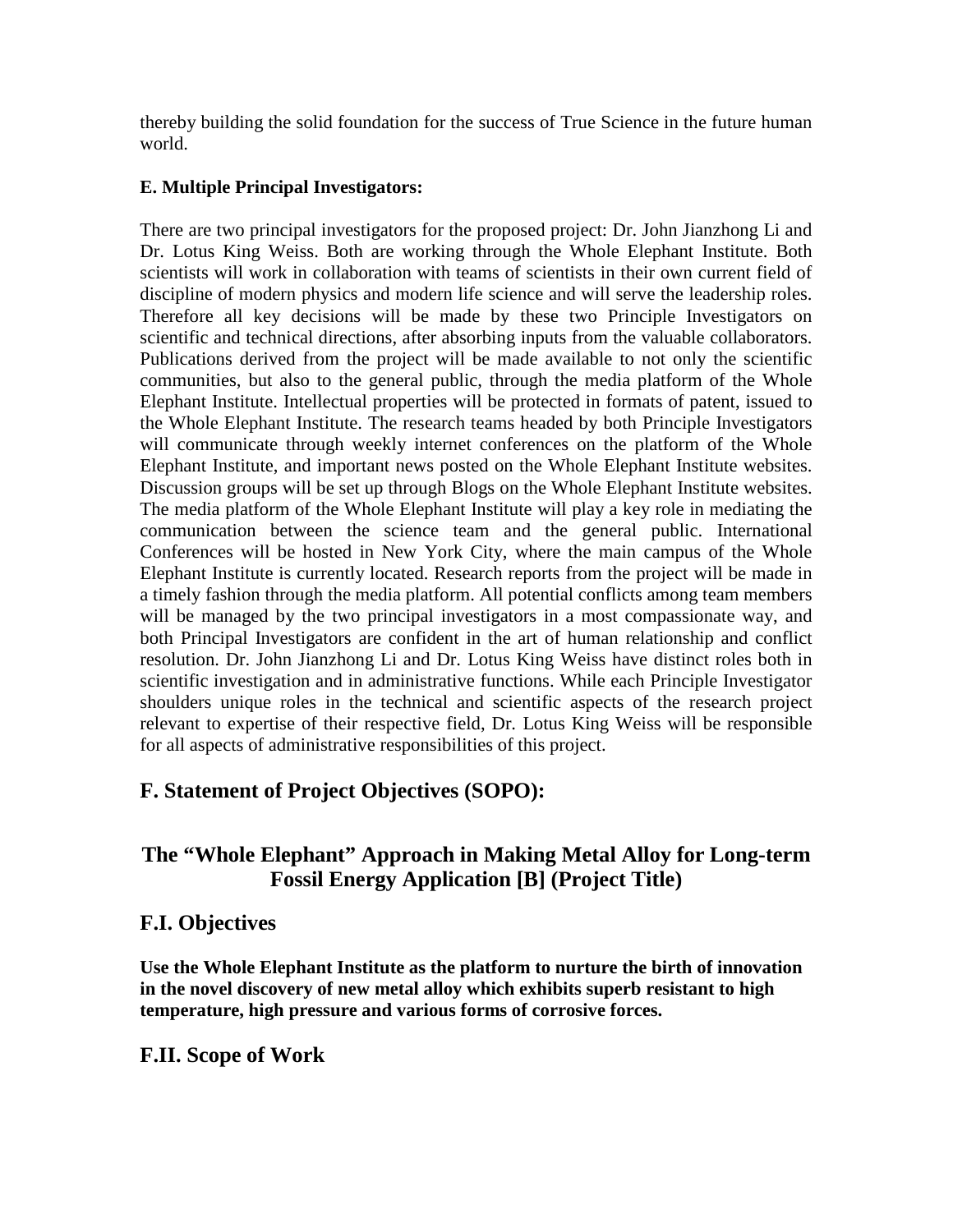thereby building the solid foundation for the success of True Science in the future human world.

**E. Multiple Principal Investigators:**

There are two principal investigators for the proposed project: Dr. John Jianzhong Li and Dr. Lotus King Weiss. Both are working through the Whole Elephant Institute. Both scientists will work in collaboration with teams of scientists in their own current field of discipline of modern physics and modern life science and will serve the leadership roles. Therefore all key decisions will be made by these two Principle Investigators on scientific and technical directions, after absorbing inputs from the valuable collaborators. Publications derived from the project will be made available to not only the scientific communities, but also to the general public, through the media platform of the Whole Elephant Institute. Intellectual properties will be protected in formats of patent, issued to the Whole Elephant Institute. The research teams headed by both Principle Investigators will communicate through weekly internet conferences on the platform of the Whole Elephant Institute, and important news posted on the Whole Elephant Institute websites. Discussion groups will be set up through Blogs on the Whole Elephant Institute websites. The media platform of the Whole Elephant Institute will play a key role in mediating the communication between the science team and the general public. International Conferences will be hosted in New York City, where the main campus of the Whole Elephant Institute is currently located. Research reports from the project will be made in a timely fashion through the media platform. All potential conflicts among team members will be managed by the two principal investigators in a most compassionate way, and both Principal Investigators are confident in the art of human relationship and conflict resolution. Dr. John Jianzhong Li and Dr. Lotus King Weiss have distinct roles both in scientific investigation and in administrative functions. While each Principle Investigator shoulders unique roles in the technical and scientific aspects of the research project relevant to expertise of their respective field, Dr. Lotus King Weiss will be responsible for all aspects of administrative responsibilities of this project.

## F. Statement of Project Objectives (SOPO):

## The "Whole Elephant" Approach in Making Metal Alloy for Long-term Fossil Energy Application [B] (Project Title)

## F.I. Objectives

**Use the Whole Elephant Institute as the platform to nurture the birth of innovation in the novel discovery of new metal alloy which exhibits superb resistant to high temperature, high pressure and various forms of corrosive forces.**

## F.II. Scope of Work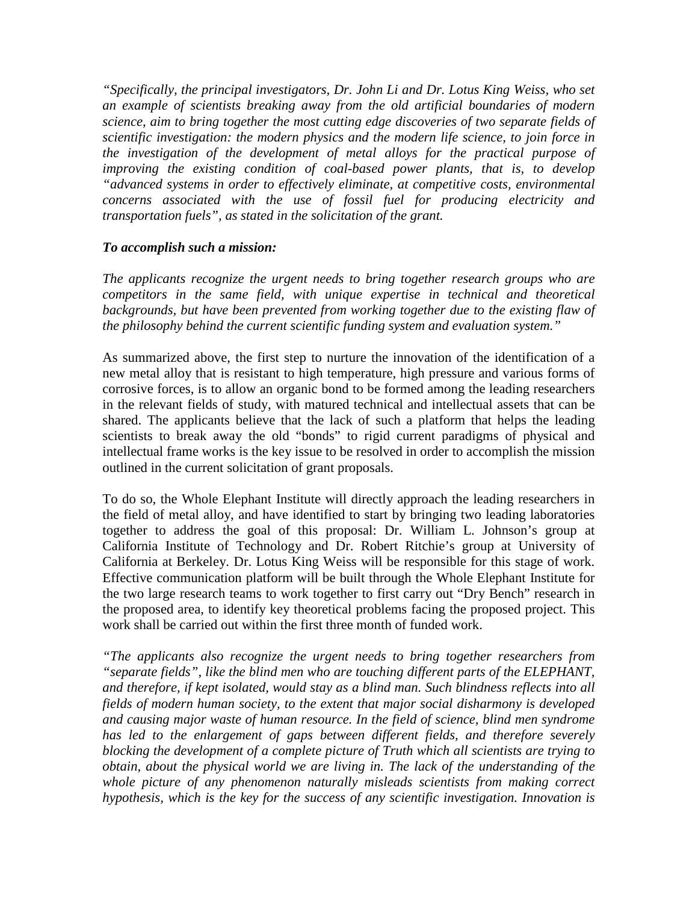*"Specifically, the principal investigators, Dr. John Li and Dr. Lotus King Weiss, who set an example of scientists breaking away from the old artificial boundaries of modern science, aim to bring together the most cutting edge discoveries of two separate fields of scientific investigation: the modern physics and the modern life science, to join force in the investigation of the development of metal alloys for the practical purpose of improving the existing condition of coal-based power plants, that is, to develop "advanced systems in order to effectively eliminate, at competitive costs, environmental concerns associated with the use of fossil fuel for producing electricity and transportation fuels", as stated in the solicitation of the grant.*

***To accomplish such a mission:***

*The applicants recognize the urgent needs to bring together research groups who are competitors in the same field, with unique expertise in technical and theoretical backgrounds, but have been prevented from working together due to the existing flaw of the philosophy behind the current scientific funding system and evaluation system."*

As summarized above, the first step to nurture the innovation of the identification of a new metal alloy that is resistant to high temperature, high pressure and various forms of corrosive forces, is to allow an organic bond to be formed among the leading researchers in the relevant fields of study, with matured technical and intellectual assets that can be shared. The applicants believe that the lack of such a platform that helps the leading scientists to break away the old "bonds" to rigid current paradigms of physical and intellectual frame works is the key issue to be resolved in order to accomplish the mission outlined in the current solicitation of grant proposals.

To do so, the Whole Elephant Institute will directly approach the leading researchers in the field of metal alloy, and have identified to start by bringing two leading laboratories together to address the goal of this proposal: Dr. William L. Johnson's group at California Institute of Technology and Dr. Robert Ritchie's group at University of California at Berkeley. Dr. Lotus King Weiss will be responsible for this stage of work. Effective communication platform will be built through the Whole Elephant Institute for the two large research teams to work together to first carry out "Dry Bench" research in the proposed area, to identify key theoretical problems facing the proposed project. This work shall be carried out within the first three month of funded work.

*"The applicants also recognize the urgent needs to bring together researchers from "separate fields", like the blind men who are touching different parts of the ELEPHANT, and therefore, if kept isolated, would stay as a blind man. Such blindness reflects into all fields of modern human society, to the extent that major social disharmony is developed and causing major waste of human resource. In the field of science, blind men syndrome has led to the enlargement of gaps between different fields, and therefore severely blocking the development of a complete picture of Truth which all scientists are trying to obtain, about the physical world we are living in. The lack of the understanding of the whole picture of any phenomenon naturally misleads scientists from making correct hypothesis, which is the key for the success of any scientific investigation. Innovation is*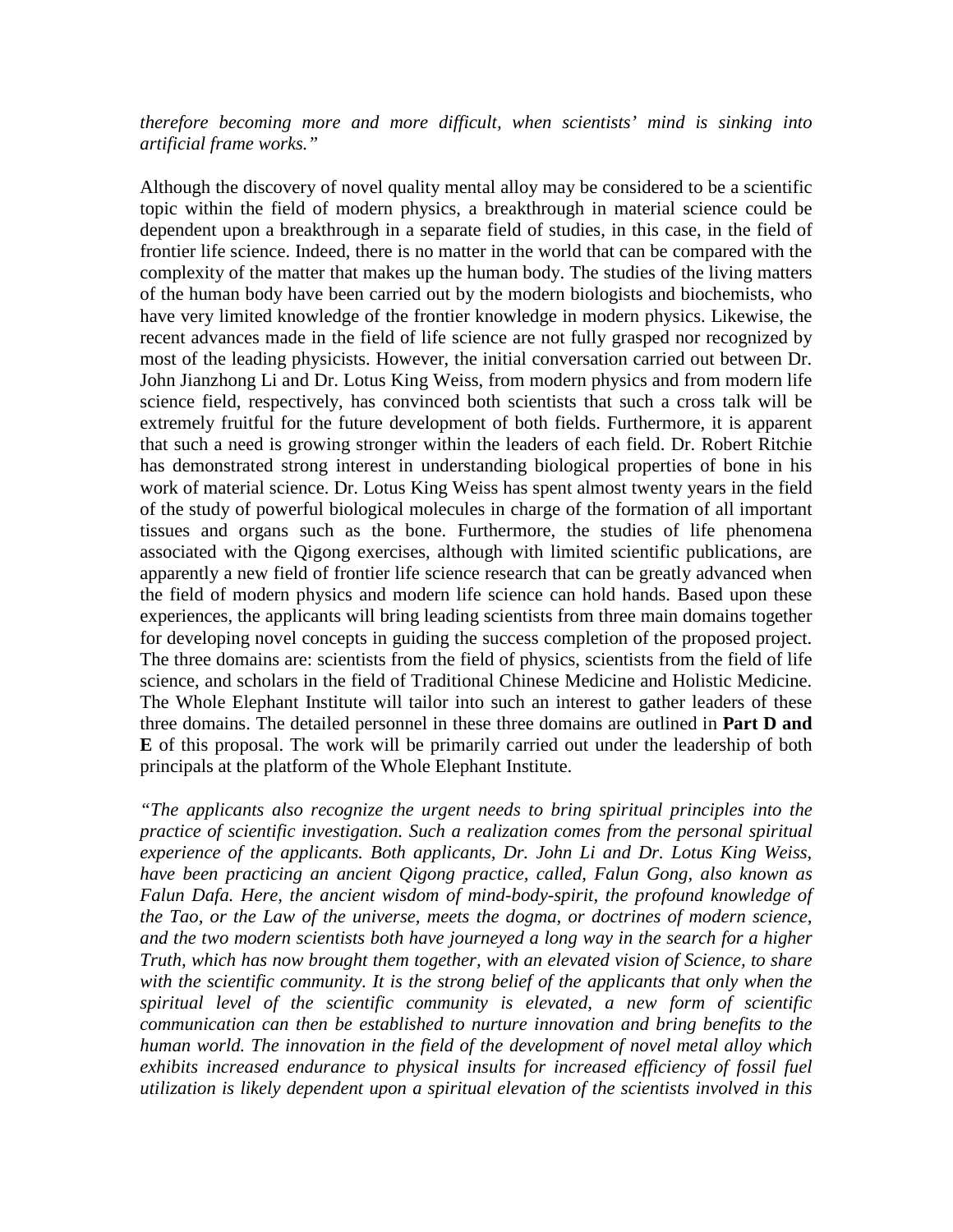*therefore becoming more and more difficult, when scientists' mind is sinking into artificial frame works."*

Although the discovery of novel quality mental alloy may be considered to be a scientific topic within the field of modern physics, a breakthrough in material science could be dependent upon a breakthrough in a separate field of studies, in this case, in the field of frontier life science. Indeed, there is no matter in the world that can be compared with the complexity of the matter that makes up the human body. The studies of the living matters of the human body have been carried out by the modern biologists and biochemists, who have very limited knowledge of the frontier knowledge in modern physics. Likewise, the recent advances made in the field of life science are not fully grasped nor recognized by most of the leading physicists. However, the initial conversation carried out between Dr. John Jianzhong Li and Dr. Lotus King Weiss, from modern physics and from modern life science field, respectively, has convinced both scientists that such a cross talk will be extremely fruitful for the future development of both fields. Furthermore, it is apparent that such a need is growing stronger within the leaders of each field. Dr. Robert Ritchie has demonstrated strong interest in understanding biological properties of bone in his work of material science. Dr. Lotus King Weiss has spent almost twenty years in the field of the study of powerful biological molecules in charge of the formation of all important tissues and organs such as the bone. Furthermore, the studies of life phenomena associated with the Qigong exercises, although with limited scientific publications, are apparently a new field of frontier life science research that can be greatly advanced when the field of modern physics and modern life science can hold hands. Based upon these experiences, the applicants will bring leading scientists from three main domains together for developing novel concepts in guiding the success completion of the proposed project. The three domains are: scientists from the field of physics, scientists from the field of life science, and scholars in the field of Traditional Chinese Medicine and Holistic Medicine. The Whole Elephant Institute will tailor into such an interest to gather leaders of these three domains. The detailed personnel in these three domains are outlined in **Part D and E** of this proposal. The work will be primarily carried out under the leadership of both principals at the platform of the Whole Elephant Institute.

*"The applicants also recognize the urgent needs to bring spiritual principles into the practice of scientific investigation. Such a realization comes from the personal spiritual experience of the applicants. Both applicants, Dr. John Li and Dr. Lotus King Weiss, have been practicing an ancient Qigong practice, called, Falun Gong, also known as Falun Dafa. Here, the ancient wisdom of mind-body-spirit, the profound knowledge of the Tao, or the Law of the universe, meets the dogma, or doctrines of modern science, and the two modern scientists both have journeyed a long way in the search for a higher Truth, which has now brought them together, with an elevated vision of Science, to share with the scientific community. It is the strong belief of the applicants that only when the spiritual level of the scientific community is elevated, a new form of scientific communication can then be established to nurture innovation and bring benefits to the human world. The innovation in the field of the development of novel metal alloy which exhibits increased endurance to physical insults for increased efficiency of fossil fuel utilization is likely dependent upon a spiritual elevation of the scientists involved in this*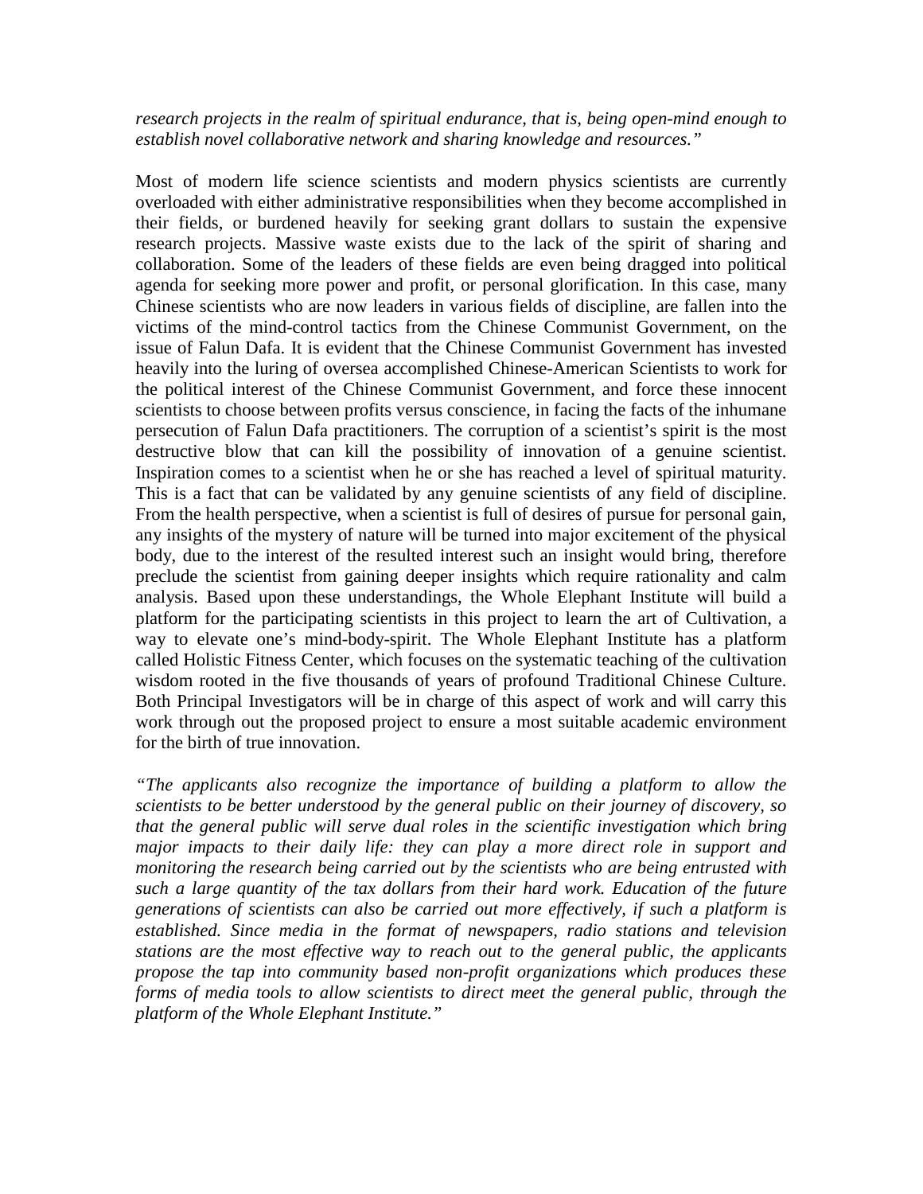*research projects in the realm of spiritual endurance, that is, being open-mind enough to establish novel collaborative network and sharing knowledge and resources."*

Most of modern life science scientists and modern physics scientists are currently overloaded with either administrative responsibilities when they become accomplished in their fields, or burdened heavily for seeking grant dollars to sustain the expensive research projects. Massive waste exists due to the lack of the spirit of sharing and collaboration. Some of the leaders of these fields are even being dragged into political agenda for seeking more power and profit, or personal glorification. In this case, many Chinese scientists who are now leaders in various fields of discipline, are fallen into the victims of the mind-control tactics from the Chinese Communist Government, on the issue of Falun Dafa. It is evident that the Chinese Communist Government has invested heavily into the luring of oversea accomplished Chinese-American Scientists to work for the political interest of the Chinese Communist Government, and force these innocent scientists to choose between profits versus conscience, in facing the facts of the inhumane persecution of Falun Dafa practitioners. The corruption of a scientist's spirit is the most destructive blow that can kill the possibility of innovation of a genuine scientist. Inspiration comes to a scientist when he or she has reached a level of spiritual maturity. This is a fact that can be validated by any genuine scientists of any field of discipline. From the health perspective, when a scientist is full of desires of pursue for personal gain, any insights of the mystery of nature will be turned into major excitement of the physical body, due to the interest of the resulted interest such an insight would bring, therefore preclude the scientist from gaining deeper insights which require rationality and calm analysis. Based upon these understandings, the Whole Elephant Institute will build a platform for the participating scientists in this project to learn the art of Cultivation, a way to elevate one's mind-body-spirit. The Whole Elephant Institute has a platform called Holistic Fitness Center, which focuses on the systematic teaching of the cultivation wisdom rooted in the five thousands of years of profound Traditional Chinese Culture. Both Principal Investigators will be in charge of this aspect of work and will carry this work through out the proposed project to ensure a most suitable academic environment for the birth of true innovation.

*"The applicants also recognize the importance of building a platform to allow the scientists to be better understood by the general public on their journey of discovery, so that the general public will serve dual roles in the scientific investigation which bring major impacts to their daily life: they can play a more direct role in support and monitoring the research being carried out by the scientists who are being entrusted with such a large quantity of the tax dollars from their hard work. Education of the future generations of scientists can also be carried out more effectively, if such a platform is established. Since media in the format of newspapers, radio stations and television stations are the most effective way to reach out to the general public, the applicants propose the tap into community based non-profit organizations which produces these forms of media tools to allow scientists to direct meet the general public, through the platform of the Whole Elephant Institute."*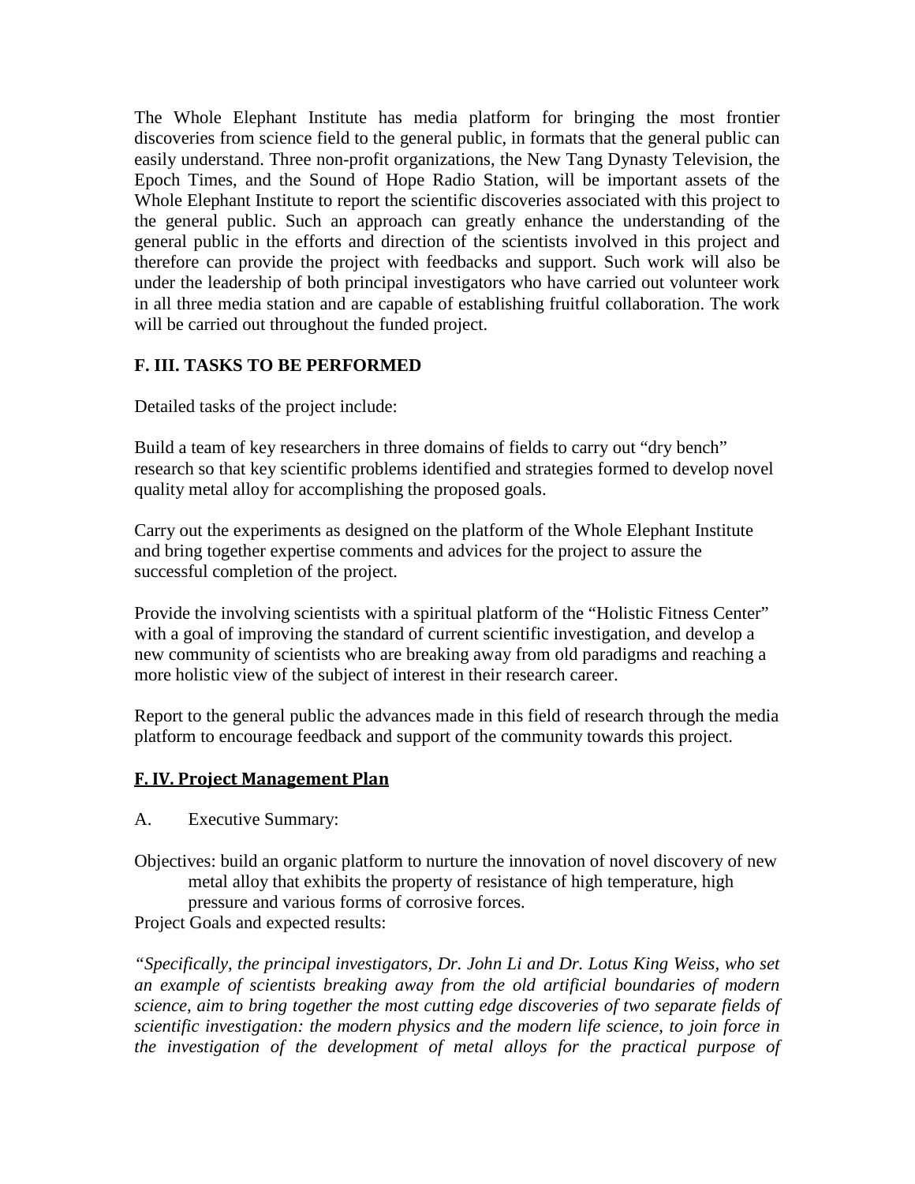The Whole Elephant Institute has media platform for bringing the most frontier discoveries from science field to the general public, in formats that the general public can easily understand. Three non-profit organizations, the New Tang Dynasty Television, the Epoch Times, and the Sound of Hope Radio Station, will be important assets of the Whole Elephant Institute to report the scientific discoveries associated with this project to the general public. Such an approach can greatly enhance the understanding of the general public in the efforts and direction of the scientists involved in this project and therefore can provide the project with feedbacks and support. Such work will also be under the leadership of both principal investigators who have carried out volunteer work in all three media station and are capable of establishing fruitful collaboration. The work will be carried out throughout the funded project.

**F. III. TASKS TO BE PERFORMED**

Detailed tasks of the project include:

Build a team of key researchers in three domains of fields to carry out "dry bench" research so that key scientific problems identified and strategies formed to develop novel quality metal alloy for accomplishing the proposed goals.

Carry out the experiments as designed on the platform of the Whole Elephant Institute and bring together expertise comments and advices for the project to assure the successful completion of the project.

Provide the involving scientists with a spiritual platform of the "Holistic Fitness Center" with a goal of improving the standard of current scientific investigation, and develop a new community of scientists who are breaking away from old paradigms and reaching a more holistic view of the subject of interest in their research career.

Report to the general public the advances made in this field of research through the media platform to encourage feedback and support of the community towards this project.

**F. IV. Project Management Plan**

A. Executive Summary:

Objectives: build an organic platform to nurture the innovation of novel discovery of new metal alloy that exhibits the property of resistance of high temperature, high pressure and various forms of corrosive forces.

Project Goals and expected results:

*"Specifically, the principal investigators, Dr. John Li and Dr. Lotus King Weiss, who set an example of scientists breaking away from the old artificial boundaries of modern science, aim to bring together the most cutting edge discoveries of two separate fields of scientific investigation: the modern physics and the modern life science, to join force in the investigation of the development of metal alloys for the practical purpose of*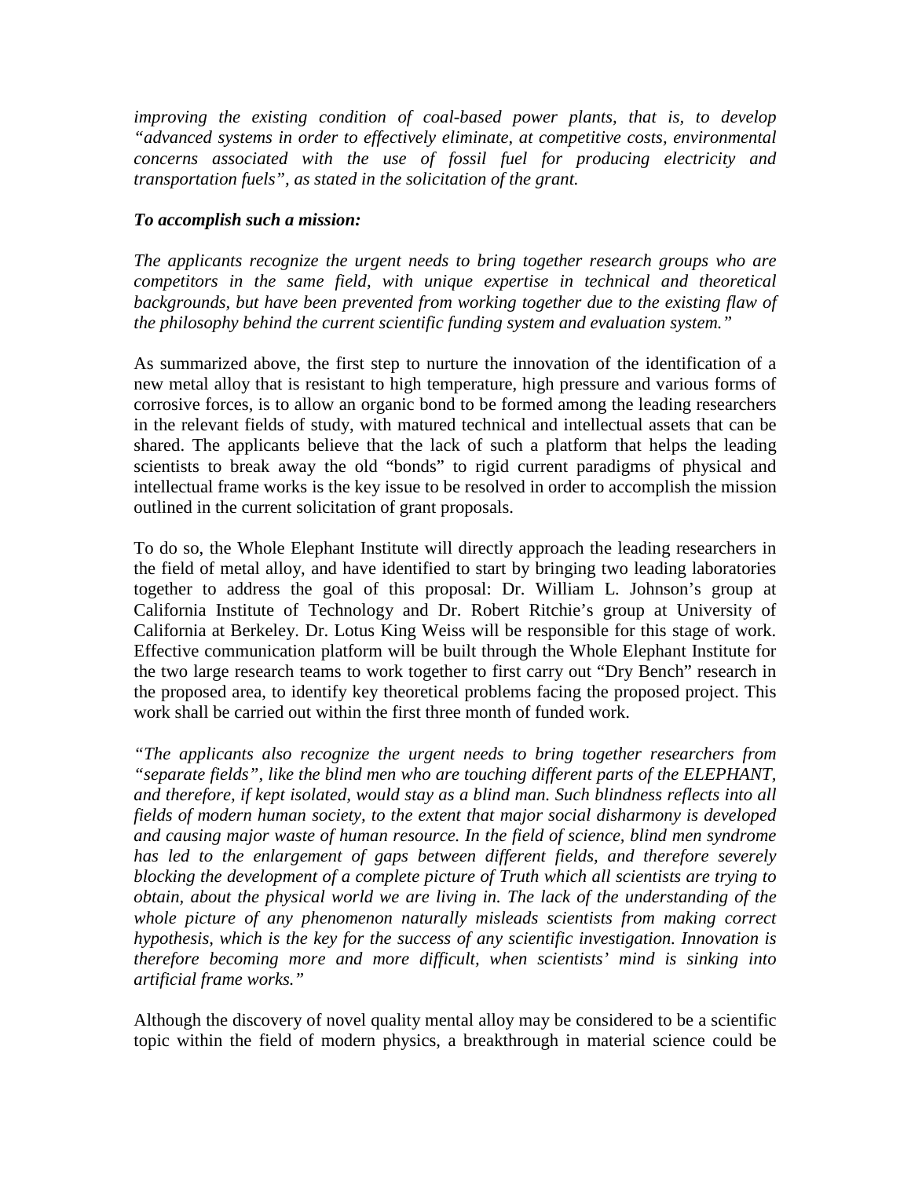*improving the existing condition of coal-based power plants, that is, to develop "advanced systems in order to effectively eliminate, at competitive costs, environmental concerns associated with the use of fossil fuel for producing electricity and transportation fuels", as stated in the solicitation of the grant.*

***To accomplish such a mission:***

*The applicants recognize the urgent needs to bring together research groups who are competitors in the same field, with unique expertise in technical and theoretical backgrounds, but have been prevented from working together due to the existing flaw of the philosophy behind the current scientific funding system and evaluation system."*

As summarized above, the first step to nurture the innovation of the identification of a new metal alloy that is resistant to high temperature, high pressure and various forms of corrosive forces, is to allow an organic bond to be formed among the leading researchers in the relevant fields of study, with matured technical and intellectual assets that can be shared. The applicants believe that the lack of such a platform that helps the leading scientists to break away the old "bonds" to rigid current paradigms of physical and intellectual frame works is the key issue to be resolved in order to accomplish the mission outlined in the current solicitation of grant proposals.

To do so, the Whole Elephant Institute will directly approach the leading researchers in the field of metal alloy, and have identified to start by bringing two leading laboratories together to address the goal of this proposal: Dr. William L. Johnson's group at California Institute of Technology and Dr. Robert Ritchie's group at University of California at Berkeley. Dr. Lotus King Weiss will be responsible for this stage of work. Effective communication platform will be built through the Whole Elephant Institute for the two large research teams to work together to first carry out "Dry Bench" research in the proposed area, to identify key theoretical problems facing the proposed project. This work shall be carried out within the first three month of funded work.

*"The applicants also recognize the urgent needs to bring together researchers from "separate fields", like the blind men who are touching different parts of the ELEPHANT, and therefore, if kept isolated, would stay as a blind man. Such blindness reflects into all fields of modern human society, to the extent that major social disharmony is developed and causing major waste of human resource. In the field of science, blind men syndrome has led to the enlargement of gaps between different fields, and therefore severely blocking the development of a complete picture of Truth which all scientists are trying to obtain, about the physical world we are living in. The lack of the understanding of the whole picture of any phenomenon naturally misleads scientists from making correct hypothesis, which is the key for the success of any scientific investigation. Innovation is therefore becoming more and more difficult, when scientists' mind is sinking into artificial frame works."*

Although the discovery of novel quality mental alloy may be considered to be a scientific topic within the field of modern physics, a breakthrough in material science could be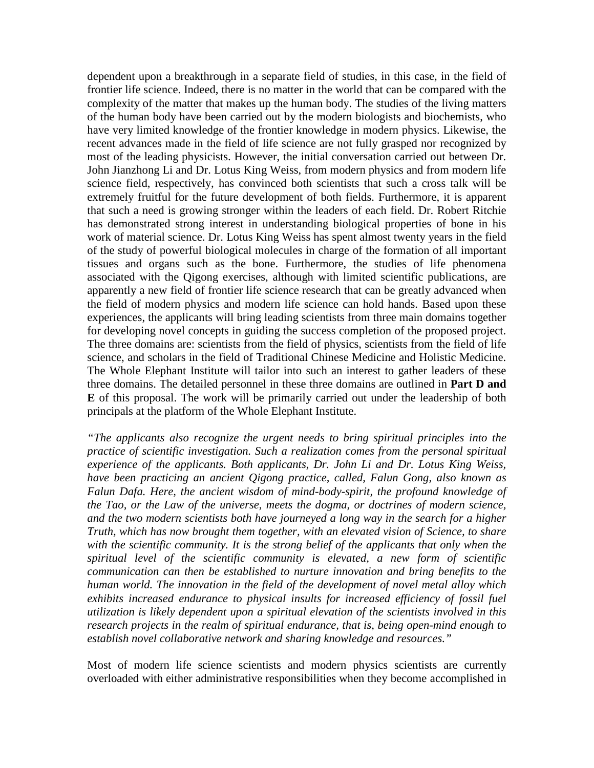dependent upon a breakthrough in a separate field of studies, in this case, in the field of frontier life science. Indeed, there is no matter in the world that can be compared with the complexity of the matter that makes up the human body. The studies of the living matters of the human body have been carried out by the modern biologists and biochemists, who have very limited knowledge of the frontier knowledge in modern physics. Likewise, the recent advances made in the field of life science are not fully grasped nor recognized by most of the leading physicists. However, the initial conversation carried out between Dr. John Jianzhong Li and Dr. Lotus King Weiss, from modern physics and from modern life science field, respectively, has convinced both scientists that such a cross talk will be extremely fruitful for the future development of both fields. Furthermore, it is apparent that such a need is growing stronger within the leaders of each field. Dr. Robert Ritchie has demonstrated strong interest in understanding biological properties of bone in his work of material science. Dr. Lotus King Weiss has spent almost twenty years in the field of the study of powerful biological molecules in charge of the formation of all important tissues and organs such as the bone. Furthermore, the studies of life phenomena associated with the Qigong exercises, although with limited scientific publications, are apparently a new field of frontier life science research that can be greatly advanced when the field of modern physics and modern life science can hold hands. Based upon these experiences, the applicants will bring leading scientists from three main domains together for developing novel concepts in guiding the success completion of the proposed project. The three domains are: scientists from the field of physics, scientists from the field of life science, and scholars in the field of Traditional Chinese Medicine and Holistic Medicine. The Whole Elephant Institute will tailor into such an interest to gather leaders of these three domains. The detailed personnel in these three domains are outlined in **Part D and E** of this proposal. The work will be primarily carried out under the leadership of both principals at the platform of the Whole Elephant Institute.

*"The applicants also recognize the urgent needs to bring spiritual principles into the practice of scientific investigation. Such a realization comes from the personal spiritual experience of the applicants. Both applicants, Dr. John Li and Dr. Lotus King Weiss, have been practicing an ancient Qigong practice, called, Falun Gong, also known as Falun Dafa. Here, the ancient wisdom of mind-body-spirit, the profound knowledge of the Tao, or the Law of the universe, meets the dogma, or doctrines of modern science, and the two modern scientists both have journeyed a long way in the search for a higher Truth, which has now brought them together, with an elevated vision of Science, to share with the scientific community. It is the strong belief of the applicants that only when the spiritual level of the scientific community is elevated, a new form of scientific communication can then be established to nurture innovation and bring benefits to the human world. The innovation in the field of the development of novel metal alloy which exhibits increased endurance to physical insults for increased efficiency of fossil fuel utilization is likely dependent upon a spiritual elevation of the scientists involved in this research projects in the realm of spiritual endurance, that is, being open-mind enough to establish novel collaborative network and sharing knowledge and resources."*

Most of modern life science scientists and modern physics scientists are currently overloaded with either administrative responsibilities when they become accomplished in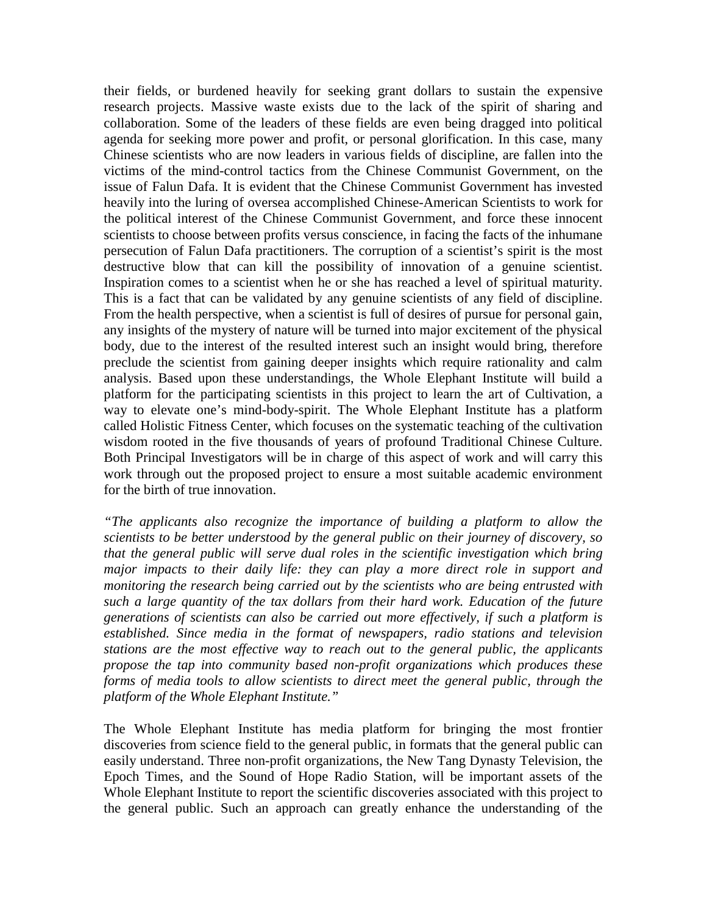their fields, or burdened heavily for seeking grant dollars to sustain the expensive research projects. Massive waste exists due to the lack of the spirit of sharing and collaboration. Some of the leaders of these fields are even being dragged into political agenda for seeking more power and profit, or personal glorification. In this case, many Chinese scientists who are now leaders in various fields of discipline, are fallen into the victims of the mind-control tactics from the Chinese Communist Government, on the issue of Falun Dafa. It is evident that the Chinese Communist Government has invested heavily into the luring of oversea accomplished Chinese-American Scientists to work for the political interest of the Chinese Communist Government, and force these innocent scientists to choose between profits versus conscience, in facing the facts of the inhumane persecution of Falun Dafa practitioners. The corruption of a scientist's spirit is the most destructive blow that can kill the possibility of innovation of a genuine scientist. Inspiration comes to a scientist when he or she has reached a level of spiritual maturity. This is a fact that can be validated by any genuine scientists of any field of discipline. From the health perspective, when a scientist is full of desires of pursue for personal gain, any insights of the mystery of nature will be turned into major excitement of the physical body, due to the interest of the resulted interest such an insight would bring, therefore preclude the scientist from gaining deeper insights which require rationality and calm analysis. Based upon these understandings, the Whole Elephant Institute will build a platform for the participating scientists in this project to learn the art of Cultivation, a way to elevate one's mind-body-spirit. The Whole Elephant Institute has a platform called Holistic Fitness Center, which focuses on the systematic teaching of the cultivation wisdom rooted in the five thousands of years of profound Traditional Chinese Culture. Both Principal Investigators will be in charge of this aspect of work and will carry this work through out the proposed project to ensure a most suitable academic environment for the birth of true innovation.

*"The applicants also recognize the importance of building a platform to allow the scientists to be better understood by the general public on their journey of discovery, so that the general public will serve dual roles in the scientific investigation which bring major impacts to their daily life: they can play a more direct role in support and monitoring the research being carried out by the scientists who are being entrusted with such a large quantity of the tax dollars from their hard work. Education of the future generations of scientists can also be carried out more effectively, if such a platform is established. Since media in the format of newspapers, radio stations and television stations are the most effective way to reach out to the general public, the applicants propose the tap into community based non-profit organizations which produces these forms of media tools to allow scientists to direct meet the general public, through the platform of the Whole Elephant Institute."*

The Whole Elephant Institute has media platform for bringing the most frontier discoveries from science field to the general public, in formats that the general public can easily understand. Three non-profit organizations, the New Tang Dynasty Television, the Epoch Times, and the Sound of Hope Radio Station, will be important assets of the Whole Elephant Institute to report the scientific discoveries associated with this project to the general public. Such an approach can greatly enhance the understanding of the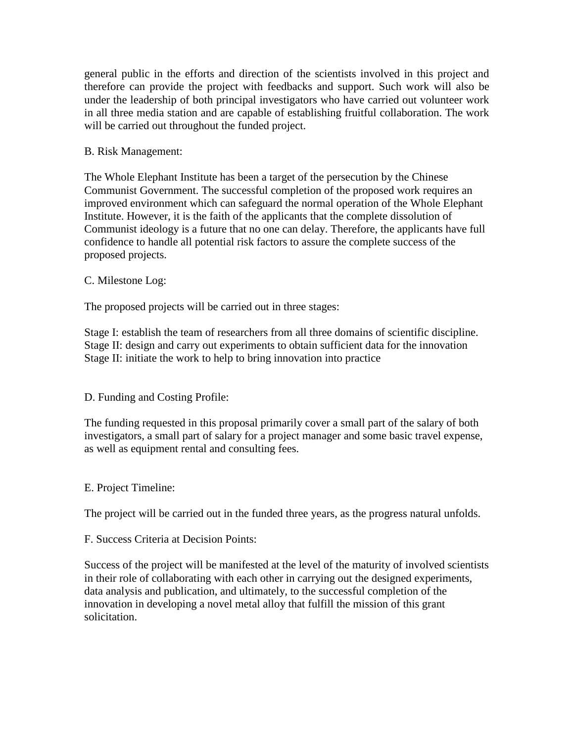general public in the efforts and direction of the scientists involved in this project and therefore can provide the project with feedbacks and support. Such work will also be under the leadership of both principal investigators who have carried out volunteer work in all three media station and are capable of establishing fruitful collaboration. The work will be carried out throughout the funded project.

B. Risk Management:

The Whole Elephant Institute has been a target of the persecution by the Chinese Communist Government. The successful completion of the proposed work requires an improved environment which can safeguard the normal operation of the Whole Elephant Institute. However, it is the faith of the applicants that the complete dissolution of Communist ideology is a future that no one can delay. Therefore, the applicants have full confidence to handle all potential risk factors to assure the complete success of the proposed projects.

C. Milestone Log:

The proposed projects will be carried out in three stages:

Stage I: establish the team of researchers from all three domains of scientific discipline.
Stage II: design and carry out experiments to obtain sufficient data for the innovation
Stage II: initiate the work to help to bring innovation into practice

D. Funding and Costing Profile:

The funding requested in this proposal primarily cover a small part of the salary of both investigators, a small part of salary for a project manager and some basic travel expense, as well as equipment rental and consulting fees.

E. Project Timeline:

The project will be carried out in the funded three years, as the progress natural unfolds.

F. Success Criteria at Decision Points:

Success of the project will be manifested at the level of the maturity of involved scientists in their role of collaborating with each other in carrying out the designed experiments, data analysis and publication, and ultimately, to the successful completion of the innovation in developing a novel metal alloy that fulfill the mission of this grant solicitation.